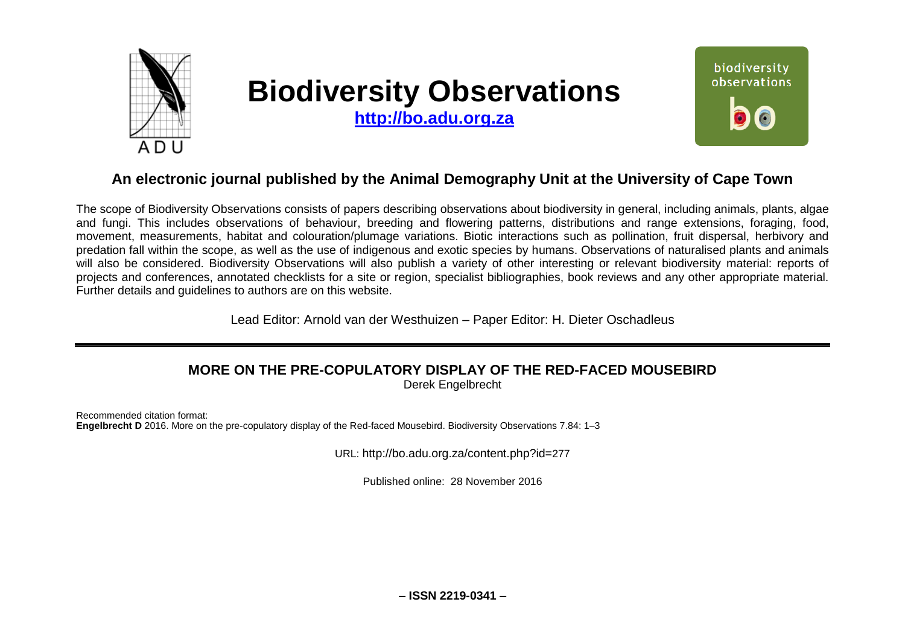# Biodiversity Observations

**http://bo.adu.org.za**

## An electronic journal published by the Animal Demography Unit at the University of Cape Town

The scope of Biodiversity Observations consists of papers describing observations about biodiversity in general, including animals, plants, algae and fungi. This includes observations of behaviour, breeding and flowering patterns, distributions and range extensions, foraging, food, movement, measurements, habitat and colouration/plumage variations. Biotic interactions such as pollination, fruit dispersal, herbivory and predation fall within the scope, as well as the use of indigenous and exotic species by humans. Observations of naturalised plants and animals will also be considered. Biodiversity Observations will also publish a variety of other interesting or relevant biodiversity material: reports of projects and conferences, annotated checklists for a site or region, specialist bibliographies, book reviews and any other appropriate material. Further details and guidelines to authors are on this website.

Lead Editor: Arnold van der Westhuizen – Paper Editor: H. Dieter Oschadleus

---

## MORE ON THE PRE-COPULATORY DISPLAY OF THE RED-FACED MOUSEBIRD

Derek Engelbrecht

Recommended citation format:
**Engelbrecht D** 2016. More on the pre-copulatory display of the Red-faced Mousebird. Biodiversity Observations 7.84: 1–3

URL: http://bo.adu.org.za/content.php?id=277

Published online: 28 November 2016

**– ISSN 2219-0341 –**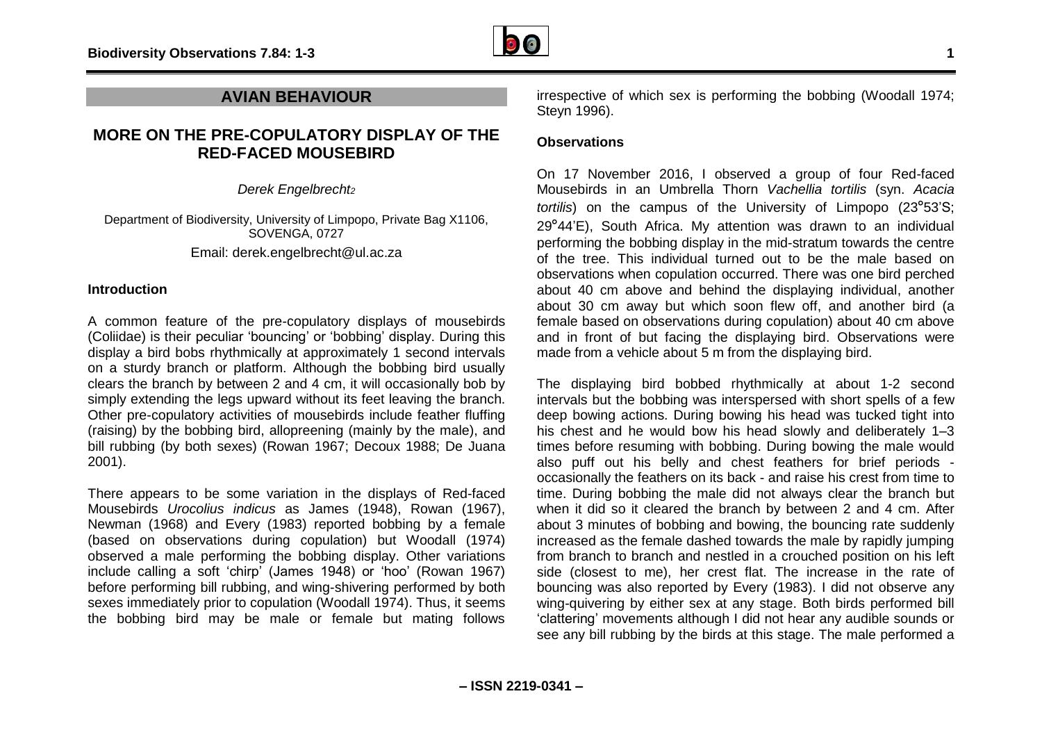## AVIAN BEHAVIOUR

# MORE ON THE PRE-COPULATORY DISPLAY OF THE RED-FACED MOUSEBIRD

*Derek Engelbrecht*[2]

Department of Biodiversity, University of Limpopo, Private Bag X1106, SOVENGA, 0727

Email: derek.engelbrecht@ul.ac.za

### Introduction

A common feature of the pre-copulatory displays of mousebirds (Coliidae) is their peculiar 'bouncing' or 'bobbing' display. During this display a bird bobs rhythmically at approximately 1 second intervals on a sturdy branch or platform. Although the bobbing bird usually clears the branch by between 2 and 4 cm, it will occasionally bob by simply extending the legs upward without its feet leaving the branch. Other pre-copulatory activities of mousebirds include feather fluffing (raising) by the bobbing bird, allopreening (mainly by the male), and bill rubbing (by both sexes) (Rowan 1967; Decoux 1988; De Juana 2001).

There appears to be some variation in the displays of Red-faced Mousebirds *Urocolius indicus* as James (1948), Rowan (1967), Newman (1968) and Every (1983) reported bobbing by a female (based on observations during copulation) but Woodall (1974) observed a male performing the bobbing display. Other variations include calling a soft 'chirp' (James 1948) or 'hoo' (Rowan 1967) before performing bill rubbing, and wing-shivering performed by both sexes immediately prior to copulation (Woodall 1974). Thus, it seems the bobbing bird may be male or female but mating follows irrespective of which sex is performing the bobbing (Woodall 1974; Steyn 1996).

### Observations

On 17 November 2016, I observed a group of four Red-faced Mousebirds in an Umbrella Thorn *Vachellia tortilis* (syn. *Acacia tortilis*) on the campus of the University of Limpopo (23°53'S; 29°44'E), South Africa. My attention was drawn to an individual performing the bobbing display in the mid-stratum towards the centre of the tree. This individual turned out to be the male based on observations when copulation occurred. There was one bird perched about 40 cm above and behind the displaying individual, another about 30 cm away but which soon flew off, and another bird (a female based on observations during copulation) about 40 cm above and in front of but facing the displaying bird. Observations were made from a vehicle about 5 m from the displaying bird.

The displaying bird bobbed rhythmically at about 1-2 second intervals but the bobbing was interspersed with short spells of a few deep bowing actions. During bowing his head was tucked tight into his chest and he would bow his head slowly and deliberately 1–3 times before resuming with bobbing. During bowing the male would also puff out his belly and chest feathers for brief periods - occasionally the feathers on its back - and raise his crest from time to time. During bobbing the male did not always clear the branch but when it did so it cleared the branch by between 2 and 4 cm. After about 3 minutes of bobbing and bowing, the bouncing rate suddenly increased as the female dashed towards the male by rapidly jumping from branch to branch and nestled in a crouched position on his left side (closest to me), her crest flat. The increase in the rate of bouncing was also reported by Every (1983). I did not observe any wing-quivering by either sex at any stage. Both birds performed bill 'clattering' movements although I did not hear any audible sounds or see any bill rubbing by the birds at this stage. The male performed a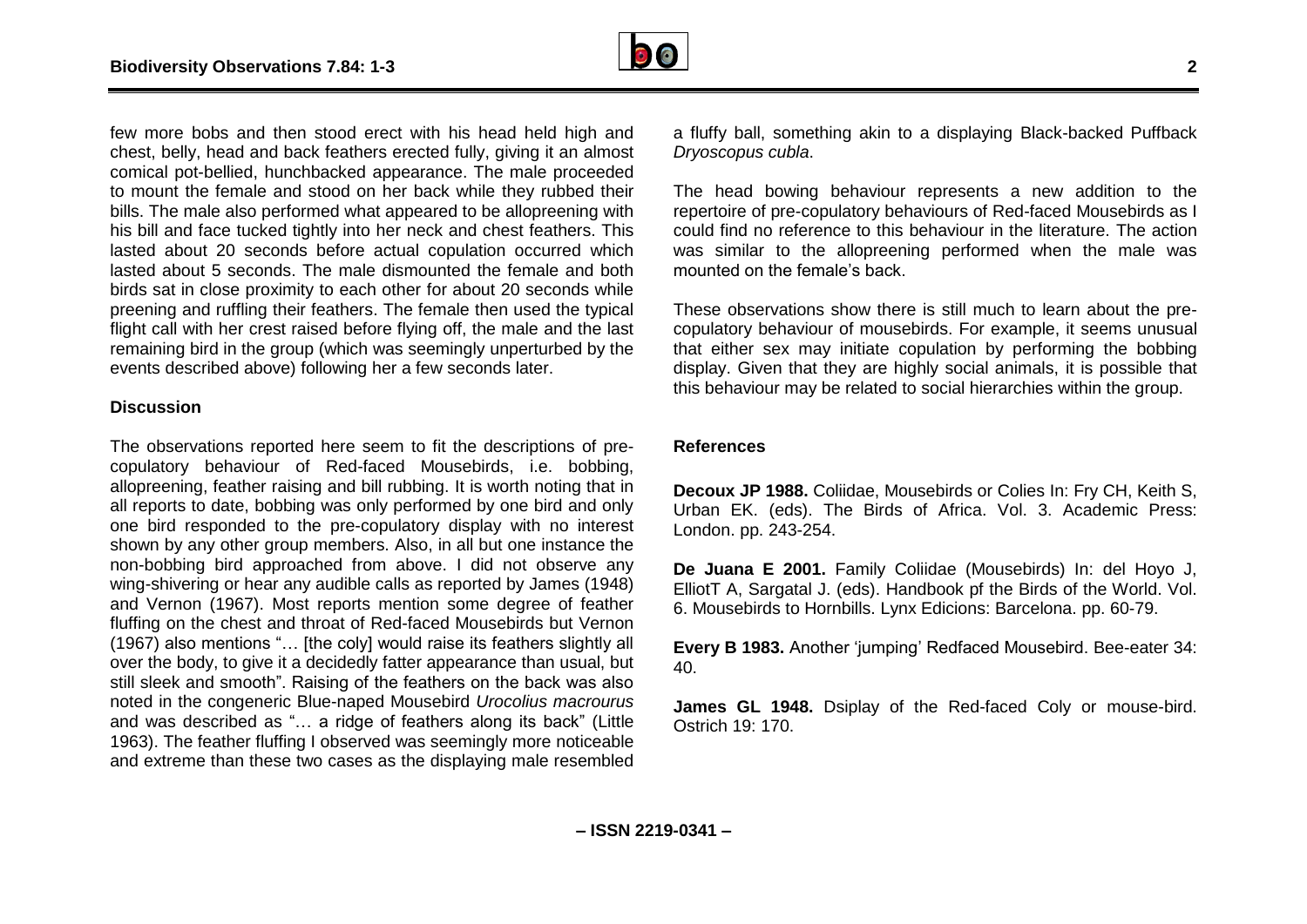few more bobs and then stood erect with his head held high and chest, belly, head and back feathers erected fully, giving it an almost comical pot-bellied, hunchbacked appearance. The male proceeded to mount the female and stood on her back while they rubbed their bills. The male also performed what appeared to be allopreening with his bill and face tucked tightly into her neck and chest feathers. This lasted about 20 seconds before actual copulation occurred which lasted about 5 seconds. The male dismounted the female and both birds sat in close proximity to each other for about 20 seconds while preening and ruffling their feathers. The female then used the typical flight call with her crest raised before flying off, the male and the last remaining bird in the group (which was seemingly unperturbed by the events described above) following her a few seconds later.

**Discussion**

The observations reported here seem to fit the descriptions of pre-copulatory behaviour of Red-faced Mousebirds, i.e. bobbing, allopreening, feather raising and bill rubbing. It is worth noting that in all reports to date, bobbing was only performed by one bird and only one bird responded to the pre-copulatory display with no interest shown by any other group members. Also, in all but one instance the non-bobbing bird approached from above. I did not observe any wing-shivering or hear any audible calls as reported by James (1948) and Vernon (1967). Most reports mention some degree of feather fluffing on the chest and throat of Red-faced Mousebirds but Vernon (1967) also mentions "… [the coly] would raise its feathers slightly all over the body, to give it a decidedly fatter appearance than usual, but still sleek and smooth". Raising of the feathers on the back was also noted in the congeneric Blue-naped Mousebird *Urocolius macrourus* and was described as "… a ridge of feathers along its back" (Little 1963). The feather fluffing I observed was seemingly more noticeable and extreme than these two cases as the displaying male resembled a fluffy ball, something akin to a displaying Black-backed Puffback *Dryoscopus cubla*.

The head bowing behaviour represents a new addition to the repertoire of pre-copulatory behaviours of Red-faced Mousebirds as I could find no reference to this behaviour in the literature. The action was similar to the allopreening performed when the male was mounted on the female's back.

These observations show there is still much to learn about the pre-copulatory behaviour of mousebirds. For example, it seems unusual that either sex may initiate copulation by performing the bobbing display. Given that they are highly social animals, it is possible that this behaviour may be related to social hierarchies within the group.

**References**

**Decoux JP 1988.** Coliidae, Mousebirds or Colies In: Fry CH, Keith S, Urban EK. (eds). The Birds of Africa. Vol. 3. Academic Press: London. pp. 243-254.

**De Juana E 2001.** Family Coliidae (Mousebirds) In: del Hoyo J, ElliotT A, Sargatal J. (eds). Handbook pf the Birds of the World. Vol. 6. Mousebirds to Hornbills. Lynx Edicions: Barcelona. pp. 60-79.

**Every B 1983.** Another 'jumping' Redfaced Mousebird. Bee-eater 34: 40.

**James GL 1948.** Dsiplay of the Red-faced Coly or mouse-bird. Ostrich 19: 170.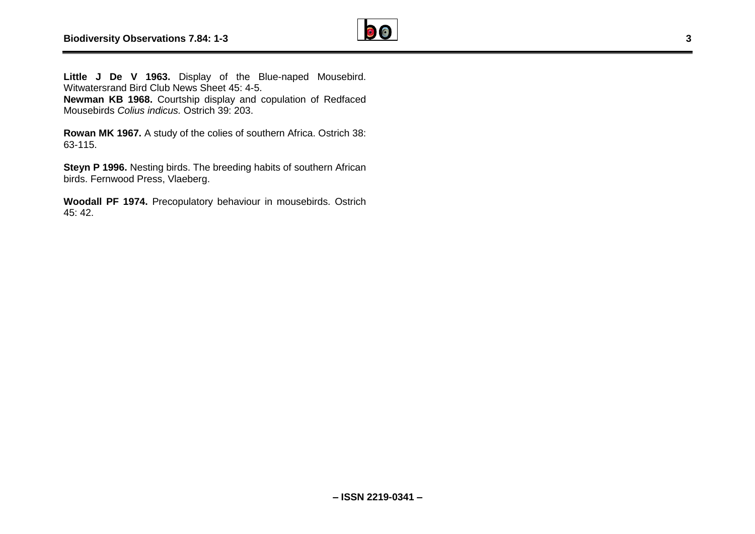**Little J De V 1963.** Display of the Blue-naped Mousebird. Witwatersrand Bird Club News Sheet 45: 4-5.

**Newman KB 1968.** Courtship display and copulation of Redfaced Mousebirds *Colius indicus*. Ostrich 39: 203.

**Rowan MK 1967.** A study of the colies of southern Africa. Ostrich 38: 63-115.

**Steyn P 1996.** Nesting birds. The breeding habits of southern African birds. Fernwood Press, Vlaeberg.

**Woodall PF 1974.** Precopulatory behaviour in mousebirds. Ostrich 45: 42.